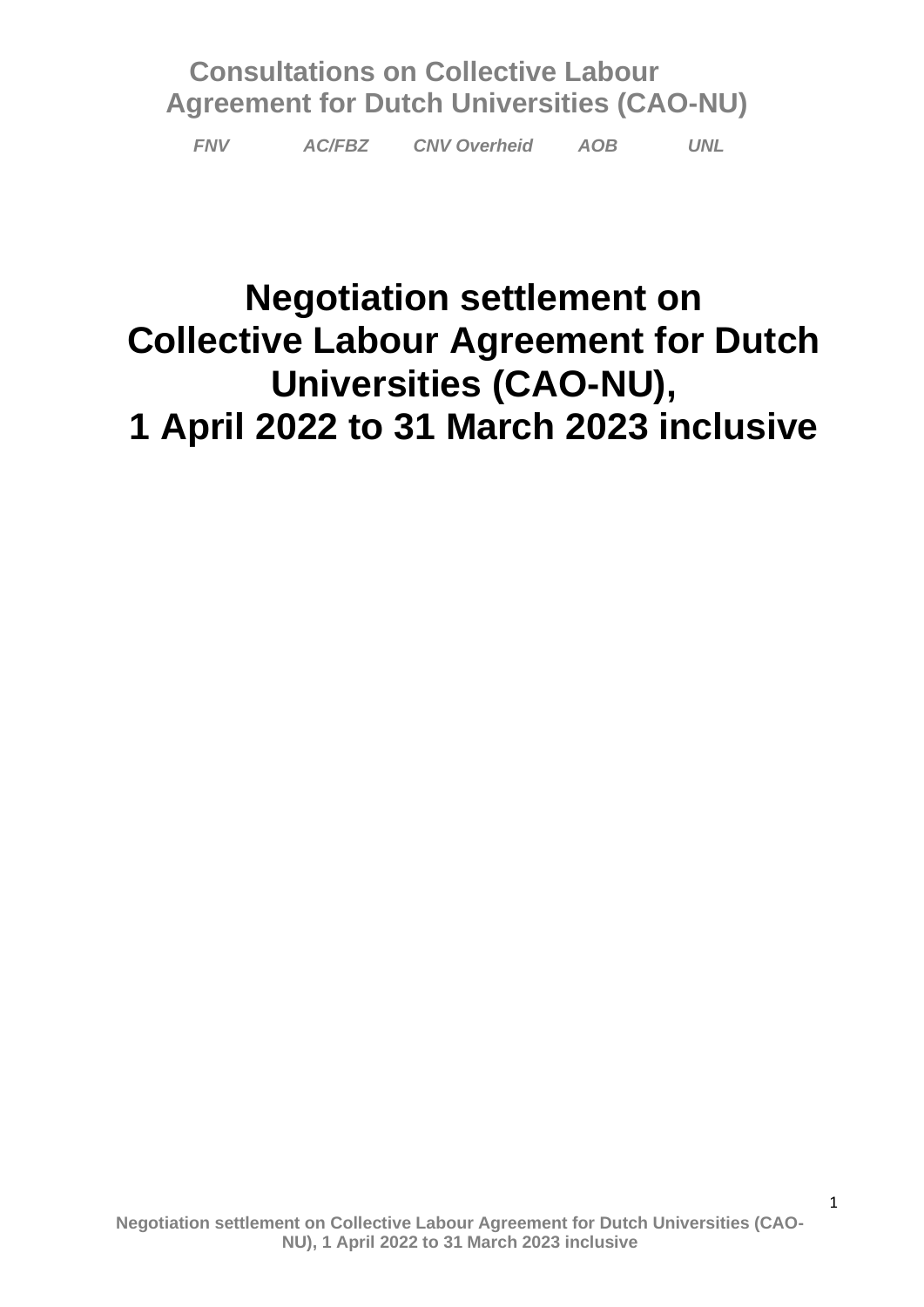**Consultations on Collective Labour Agreement for Dutch Universities (CAO-NU)**

*FNV AC/FBZ CNV Overheid AOB UNL*

# Negotiation settlement on Collective Labour Agreement for Dutch Universities (CAO-NU), 1 April 2022 to 31 March 2023 inclusive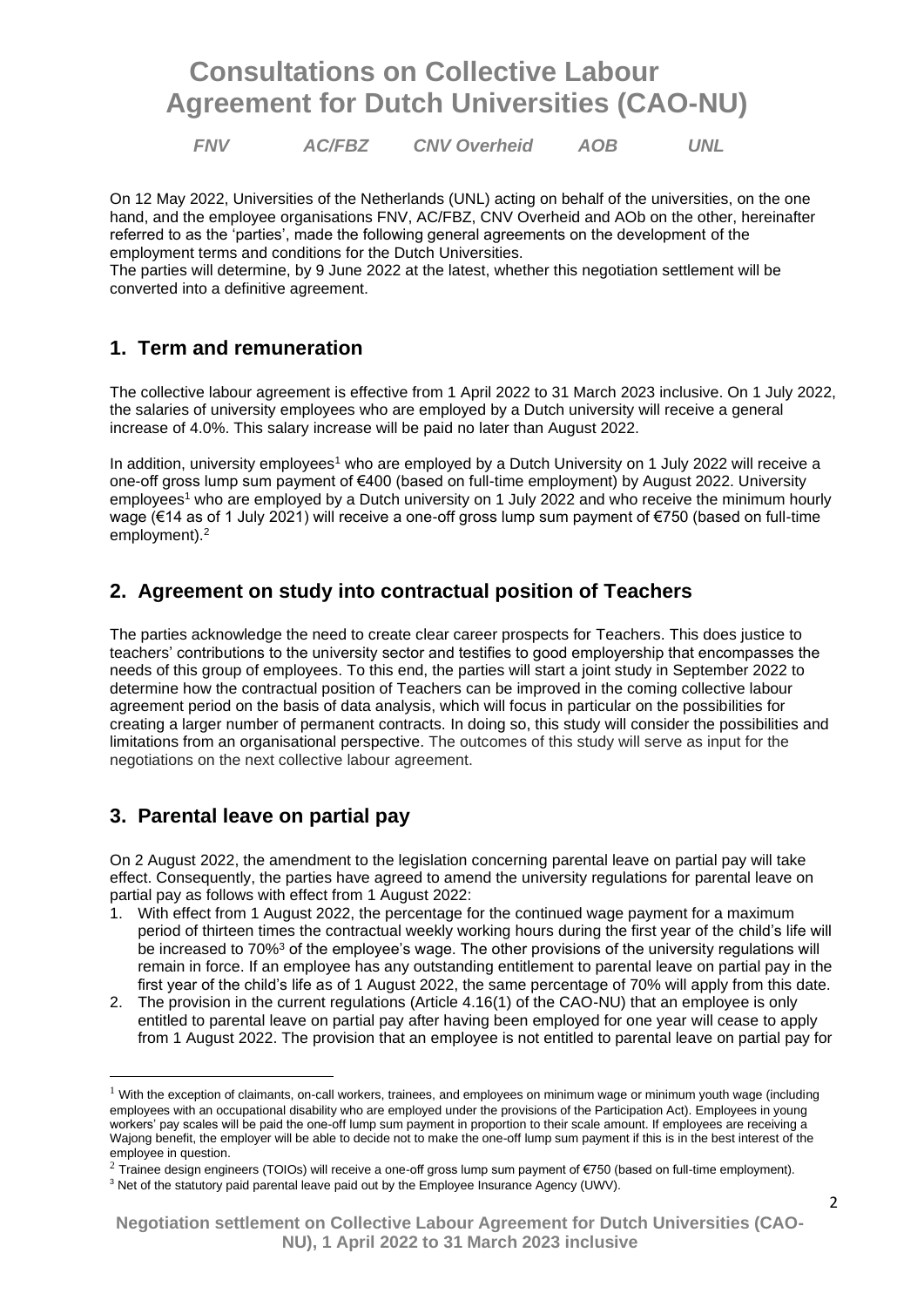# Consultations on Collective Labour Agreement for Dutch Universities (CAO-NU)

*FNV AC/FBZ CNV Overheid AOB UNL*

On 12 May 2022, Universities of the Netherlands (UNL) acting on behalf of the universities, on the one hand, and the employee organisations FNV, AC/FBZ, CNV Overheid and AOb on the other, hereinafter referred to as the 'parties', made the following general agreements on the development of the employment terms and conditions for the Dutch Universities.
The parties will determine, by 9 June 2022 at the latest, whether this negotiation settlement will be converted into a definitive agreement.

## 1. Term and remuneration

The collective labour agreement is effective from 1 April 2022 to 31 March 2023 inclusive. On 1 July 2022, the salaries of university employees who are employed by a Dutch university will receive a general increase of 4.0%. This salary increase will be paid no later than August 2022.

In addition, university employees[1] who are employed by a Dutch University on 1 July 2022 will receive a one-off gross lump sum payment of €400 (based on full-time employment) by August 2022. University employees[1] who are employed by a Dutch university on 1 July 2022 and who receive the minimum hourly wage (€14 as of 1 July 2021) will receive a one-off gross lump sum payment of €750 (based on full-time employment).[2]

## 2. Agreement on study into contractual position of Teachers

The parties acknowledge the need to create clear career prospects for Teachers. This does justice to teachers' contributions to the university sector and testifies to good employership that encompasses the needs of this group of employees. To this end, the parties will start a joint study in September 2022 to determine how the contractual position of Teachers can be improved in the coming collective labour agreement period on the basis of data analysis, which will focus in particular on the possibilities for creating a larger number of permanent contracts. In doing so, this study will consider the possibilities and limitations from an organisational perspective. The outcomes of this study will serve as input for the negotiations on the next collective labour agreement.

## 3. Parental leave on partial pay

On 2 August 2022, the amendment to the legislation concerning parental leave on partial pay will take effect. Consequently, the parties have agreed to amend the university regulations for parental leave on partial pay as follows with effect from 1 August 2022:

1. With effect from 1 August 2022, the percentage for the continued wage payment for a maximum period of thirteen times the contractual weekly working hours during the first year of the child's life will be increased to 70%[3] of the employee's wage. The other provisions of the university regulations will remain in force. If an employee has any outstanding entitlement to parental leave on partial pay in the first year of the child's life as of 1 August 2022, the same percentage of 70% will apply from this date.
2. The provision in the current regulations (Article 4.16(1) of the CAO-NU) that an employee is only entitled to parental leave on partial pay after having been employed for one year will cease to apply from 1 August 2022. The provision that an employee is not entitled to parental leave on partial pay for

---

[1] With the exception of claimants, on-call workers, trainees, and employees on minimum wage or minimum youth wage (including employees with an occupational disability who are employed under the provisions of the Participation Act). Employees in young workers' pay scales will be paid the one-off lump sum payment in proportion to their scale amount. If employees are receiving a Wajong benefit, the employer will be able to decide not to make the one-off lump sum payment if this is in the best interest of the employee in question.

[2] Trainee design engineers (TOIOs) will receive a one-off gross lump sum payment of €750 (based on full-time employment).

[3] Net of the statutory paid parental leave paid out by the Employee Insurance Agency (UWV).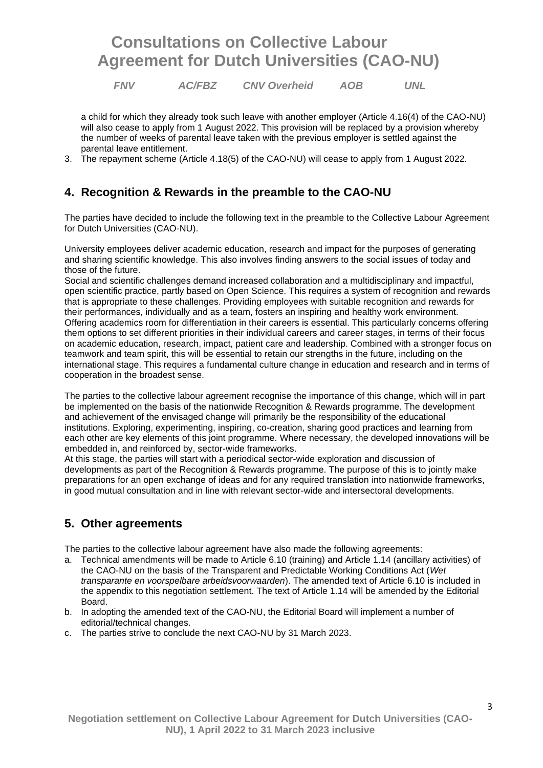a child for which they already took such leave with another employer (Article 4.16(4) of the CAO-NU) will also cease to apply from 1 August 2022. This provision will be replaced by a provision whereby the number of weeks of parental leave taken with the previous employer is settled against the parental leave entitlement.

3. The repayment scheme (Article 4.18(5) of the CAO-NU) will cease to apply from 1 August 2022.

## 4. Recognition & Rewards in the preamble to the CAO-NU

The parties have decided to include the following text in the preamble to the Collective Labour Agreement for Dutch Universities (CAO-NU).

University employees deliver academic education, research and impact for the purposes of generating and sharing scientific knowledge. This also involves finding answers to the social issues of today and those of the future.
Social and scientific challenges demand increased collaboration and a multidisciplinary and impactful, open scientific practice, partly based on Open Science. This requires a system of recognition and rewards that is appropriate to these challenges. Providing employees with suitable recognition and rewards for their performances, individually and as a team, fosters an inspiring and healthy work environment. Offering academics room for differentiation in their careers is essential. This particularly concerns offering them options to set different priorities in their individual careers and career stages, in terms of their focus on academic education, research, impact, patient care and leadership. Combined with a stronger focus on teamwork and team spirit, this will be essential to retain our strengths in the future, including on the international stage. This requires a fundamental culture change in education and research and in terms of cooperation in the broadest sense.

The parties to the collective labour agreement recognise the importance of this change, which will in part be implemented on the basis of the nationwide Recognition & Rewards programme. The development and achievement of the envisaged change will primarily be the responsibility of the educational institutions. Exploring, experimenting, inspiring, co-creation, sharing good practices and learning from each other are key elements of this joint programme. Where necessary, the developed innovations will be embedded in, and reinforced by, sector-wide frameworks.
At this stage, the parties will start with a periodical sector-wide exploration and discussion of developments as part of the Recognition & Rewards programme. The purpose of this is to jointly make preparations for an open exchange of ideas and for any required translation into nationwide frameworks, in good mutual consultation and in line with relevant sector-wide and intersectoral developments.

## 5. Other agreements

The parties to the collective labour agreement have also made the following agreements:

a. Technical amendments will be made to Article 6.10 (training) and Article 1.14 (ancillary activities) of the CAO-NU on the basis of the Transparent and Predictable Working Conditions Act (*Wet transparante en voorspelbare arbeidsvoorwaarden*). The amended text of Article 6.10 is included in the appendix to this negotiation settlement. The text of Article 1.14 will be amended by the Editorial Board.
b. In adopting the amended text of the CAO-NU, the Editorial Board will implement a number of editorial/technical changes.
c. The parties strive to conclude the next CAO-NU by 31 March 2023.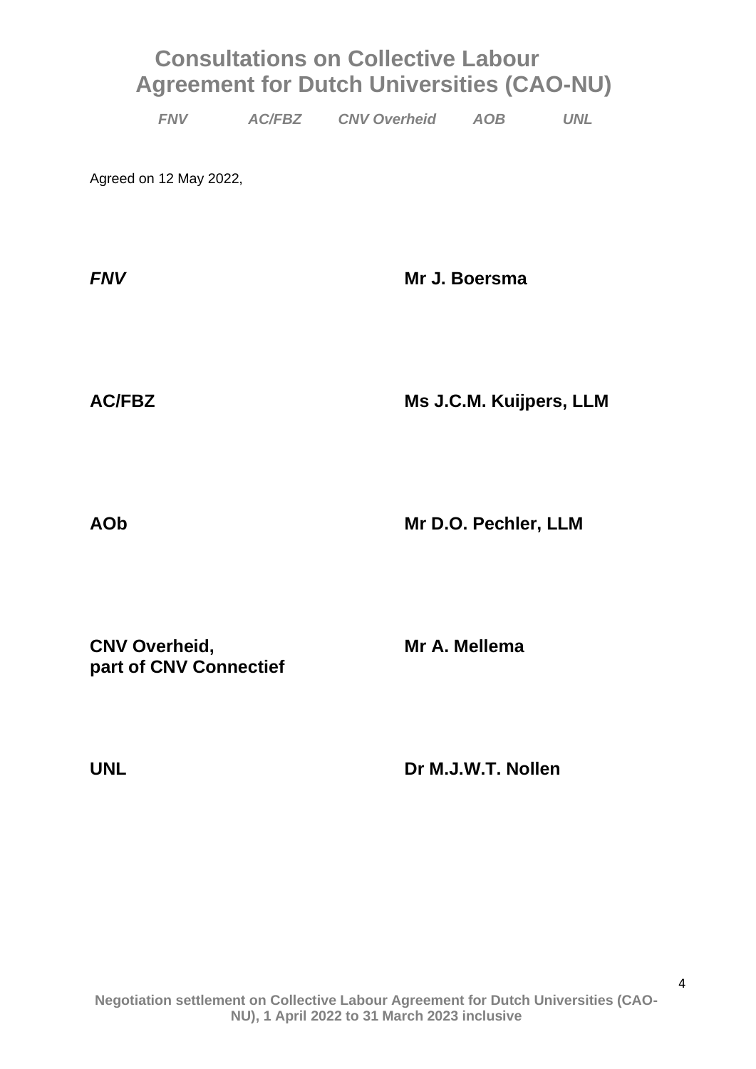# Consultations on Collective Labour Agreement for Dutch Universities (CAO-NU)

***FNV*** ***AC/FBZ*** ***CNV Overheid*** ***AOB*** ***UNL***

Agreed on 12 May 2022,

| | |
|---|---|
| ***FNV*** | **Mr J. Boersma** |
| **AC/FBZ** | **Ms J.C.M. Kuijpers, LLM** |
| **AOb** | **Mr D.O. Pechler, LLM** |
| **CNV Overheid, part of CNV Connectief** | **Mr A. Mellema** |
| **UNL** | **Dr M.J.W.T. Nollen** |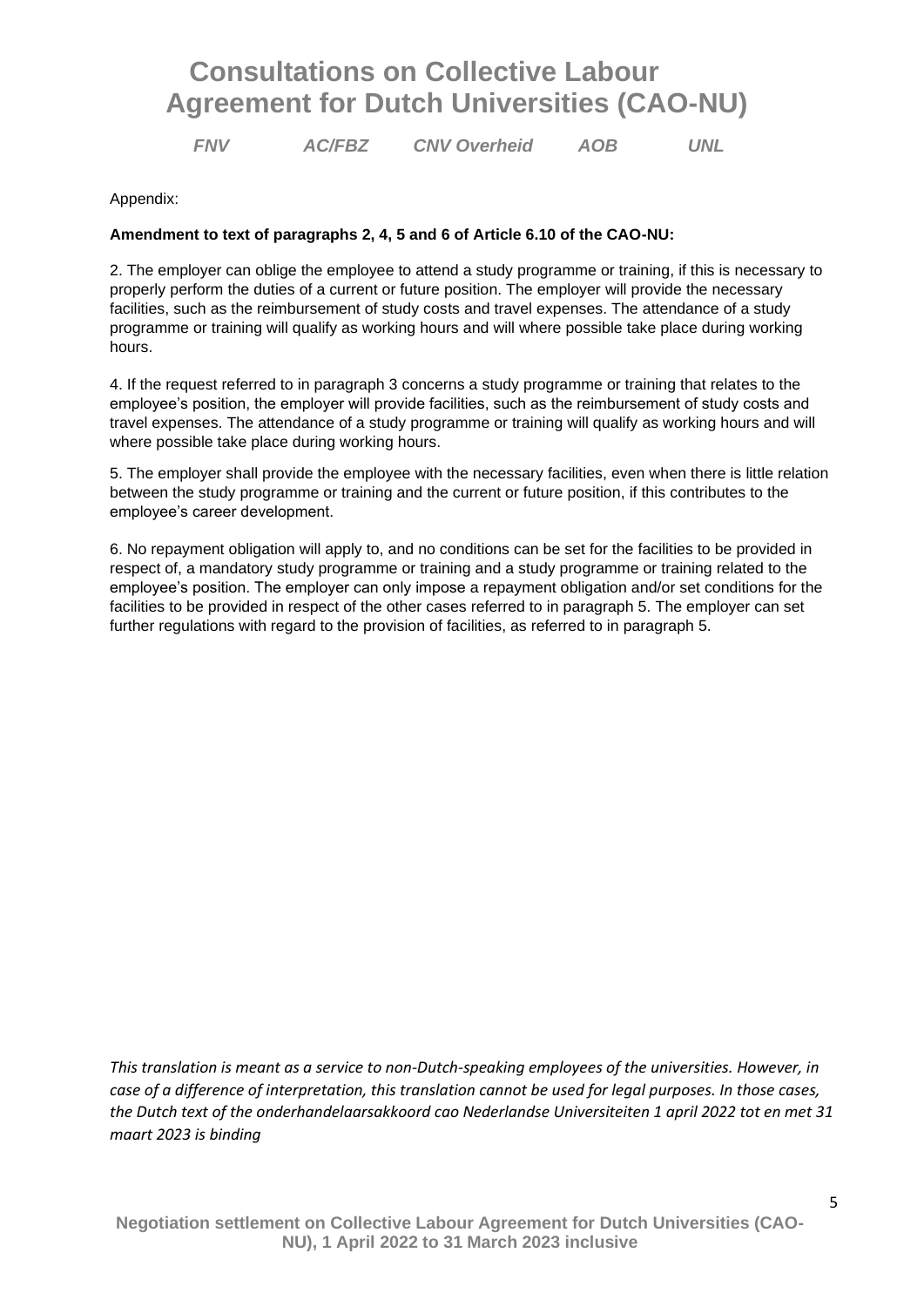Appendix:

**Amendment to text of paragraphs 2, 4, 5 and 6 of Article 6.10 of the CAO-NU:**

2. The employer can oblige the employee to attend a study programme or training, if this is necessary to properly perform the duties of a current or future position. The employer will provide the necessary facilities, such as the reimbursement of study costs and travel expenses. The attendance of a study programme or training will qualify as working hours and will where possible take place during working hours.

4. If the request referred to in paragraph 3 concerns a study programme or training that relates to the employee's position, the employer will provide facilities, such as the reimbursement of study costs and travel expenses. The attendance of a study programme or training will qualify as working hours and will where possible take place during working hours.

5. The employer shall provide the employee with the necessary facilities, even when there is little relation between the study programme or training and the current or future position, if this contributes to the employee's career development.

6. No repayment obligation will apply to, and no conditions can be set for the facilities to be provided in respect of, a mandatory study programme or training and a study programme or training related to the employee's position. The employer can only impose a repayment obligation and/or set conditions for the facilities to be provided in respect of the other cases referred to in paragraph 5. The employer can set further regulations with regard to the provision of facilities, as referred to in paragraph 5.

*This translation is meant as a service to non-Dutch-speaking employees of the universities. However, in case of a difference of interpretation, this translation cannot be used for legal purposes. In those cases, the Dutch text of the onderhandelaarsakkoord cao Nederlandse Universiteiten 1 april 2022 tot en met 31 maart 2023 is binding*